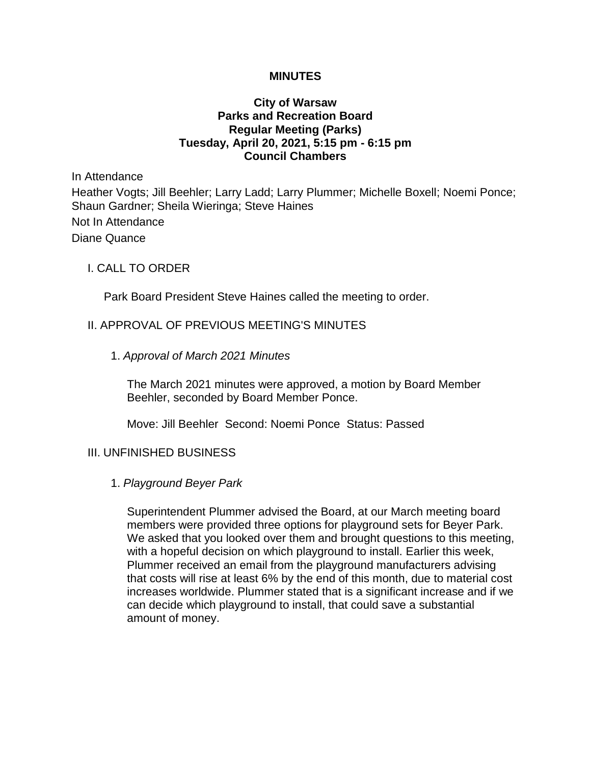# MINUTES

## City of Warsaw
## Parks and Recreation Board
## Regular Meeting (Parks)
## Tuesday, April 20, 2021, 5:15 pm - 6:15 pm
## Council Chambers

In Attendance

Heather Vogts; Jill Beehler; Larry Ladd; Larry Plummer; Michelle Boxell; Noemi Ponce; Shaun Gardner; Sheila Wieringa; Steve Haines

Not In Attendance

Diane Quance

### I. CALL TO ORDER

Park Board President Steve Haines called the meeting to order.

### II. APPROVAL OF PREVIOUS MEETING'S MINUTES

1. *Approval of March 2021 Minutes*

   The March 2021 minutes were approved, a motion by Board Member Beehler, seconded by Board Member Ponce.

   Move: Jill Beehler Second: Noemi Ponce Status: Passed

### III. UNFINISHED BUSINESS

1. *Playground Beyer Park*

   Superintendent Plummer advised the Board, at our March meeting board members were provided three options for playground sets for Beyer Park. We asked that you looked over them and brought questions to this meeting, with a hopeful decision on which playground to install. Earlier this week, Plummer received an email from the playground manufacturers advising that costs will rise at least 6% by the end of this month, due to material cost increases worldwide. Plummer stated that is a significant increase and if we can decide which playground to install, that could save a substantial amount of money.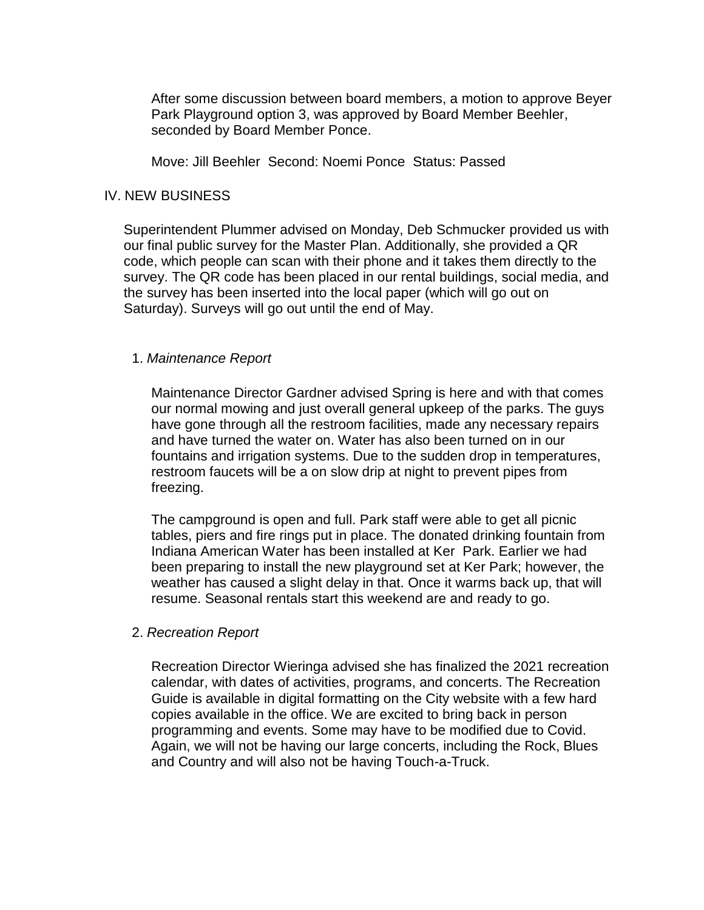After some discussion between board members, a motion to approve Beyer Park Playground option 3, was approved by Board Member Beehler, seconded by Board Member Ponce.

Move: Jill Beehler Second: Noemi Ponce Status: Passed

## IV. NEW BUSINESS

Superintendent Plummer advised on Monday, Deb Schmucker provided us with our final public survey for the Master Plan. Additionally, she provided a QR code, which people can scan with their phone and it takes them directly to the survey. The QR code has been placed in our rental buildings, social media, and the survey has been inserted into the local paper (which will go out on Saturday). Surveys will go out until the end of May.

1. *Maintenance Report*

Maintenance Director Gardner advised Spring is here and with that comes our normal mowing and just overall general upkeep of the parks. The guys have gone through all the restroom facilities, made any necessary repairs and have turned the water on. Water has also been turned on in our fountains and irrigation systems. Due to the sudden drop in temperatures, restroom faucets will be a on slow drip at night to prevent pipes from freezing.

The campground is open and full. Park staff were able to get all picnic tables, piers and fire rings put in place. The donated drinking fountain from Indiana American Water has been installed at Ker Park. Earlier we had been preparing to install the new playground set at Ker Park; however, the weather has caused a slight delay in that. Once it warms back up, that will resume. Seasonal rentals start this weekend are and ready to go.

2. *Recreation Report*

Recreation Director Wieringa advised she has finalized the 2021 recreation calendar, with dates of activities, programs, and concerts. The Recreation Guide is available in digital formatting on the City website with a few hard copies available in the office. We are excited to bring back in person programming and events. Some may have to be modified due to Covid. Again, we will not be having our large concerts, including the Rock, Blues and Country and will also not be having Touch-a-Truck.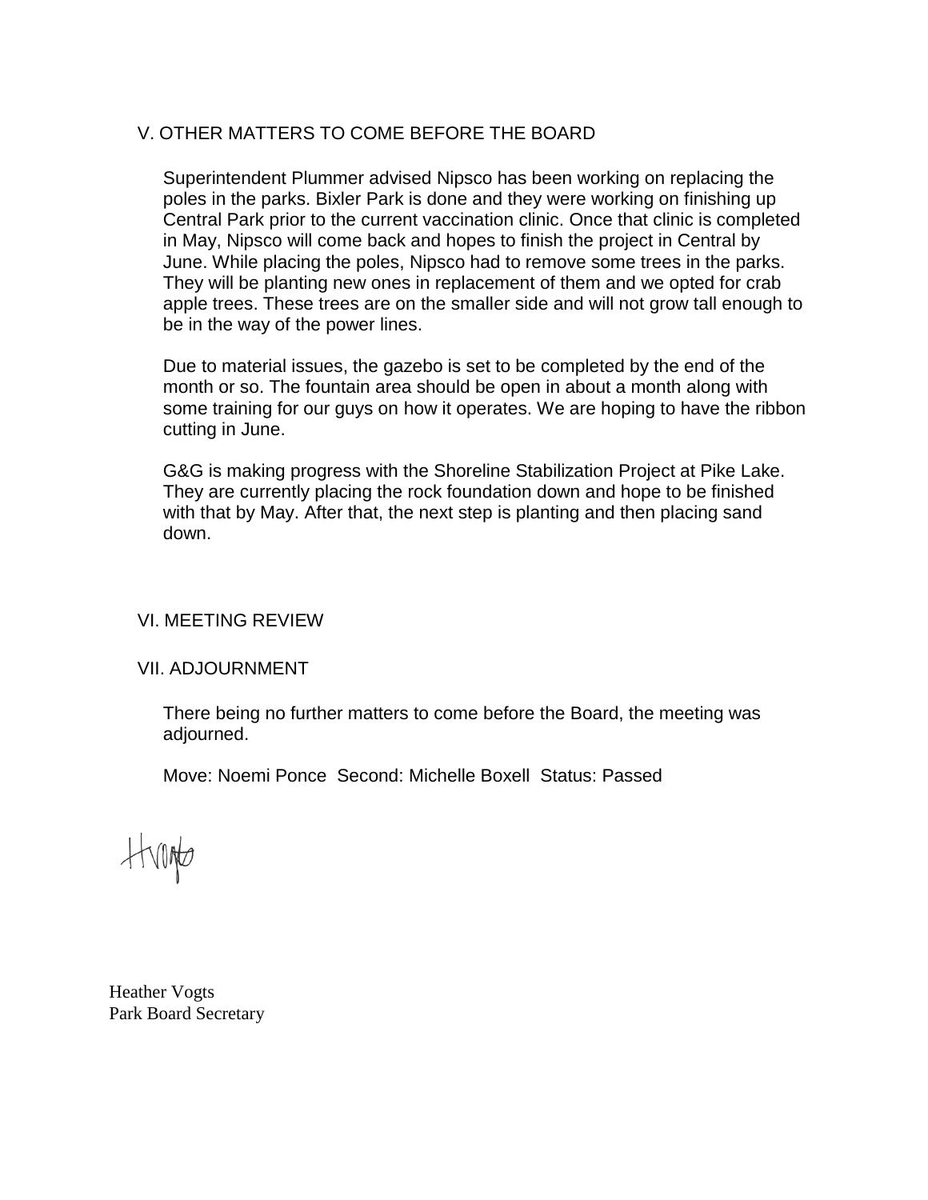## V. OTHER MATTERS TO COME BEFORE THE BOARD

Superintendent Plummer advised Nipsco has been working on replacing the poles in the parks. Bixler Park is done and they were working on finishing up Central Park prior to the current vaccination clinic. Once that clinic is completed in May, Nipsco will come back and hopes to finish the project in Central by June. While placing the poles, Nipsco had to remove some trees in the parks. They will be planting new ones in replacement of them and we opted for crab apple trees. These trees are on the smaller side and will not grow tall enough to be in the way of the power lines.

Due to material issues, the gazebo is set to be completed by the end of the month or so. The fountain area should be open in about a month along with some training for our guys on how it operates. We are hoping to have the ribbon cutting in June.

G&G is making progress with the Shoreline Stabilization Project at Pike Lake. They are currently placing the rock foundation down and hope to be finished with that by May. After that, the next step is planting and then placing sand down.

## VI. MEETING REVIEW

## VII. ADJOURNMENT

There being no further matters to come before the Board, the meeting was adjourned.

Move: Noemi Ponce Second: Michelle Boxell Status: Passed

Heather Vogts
Park Board Secretary